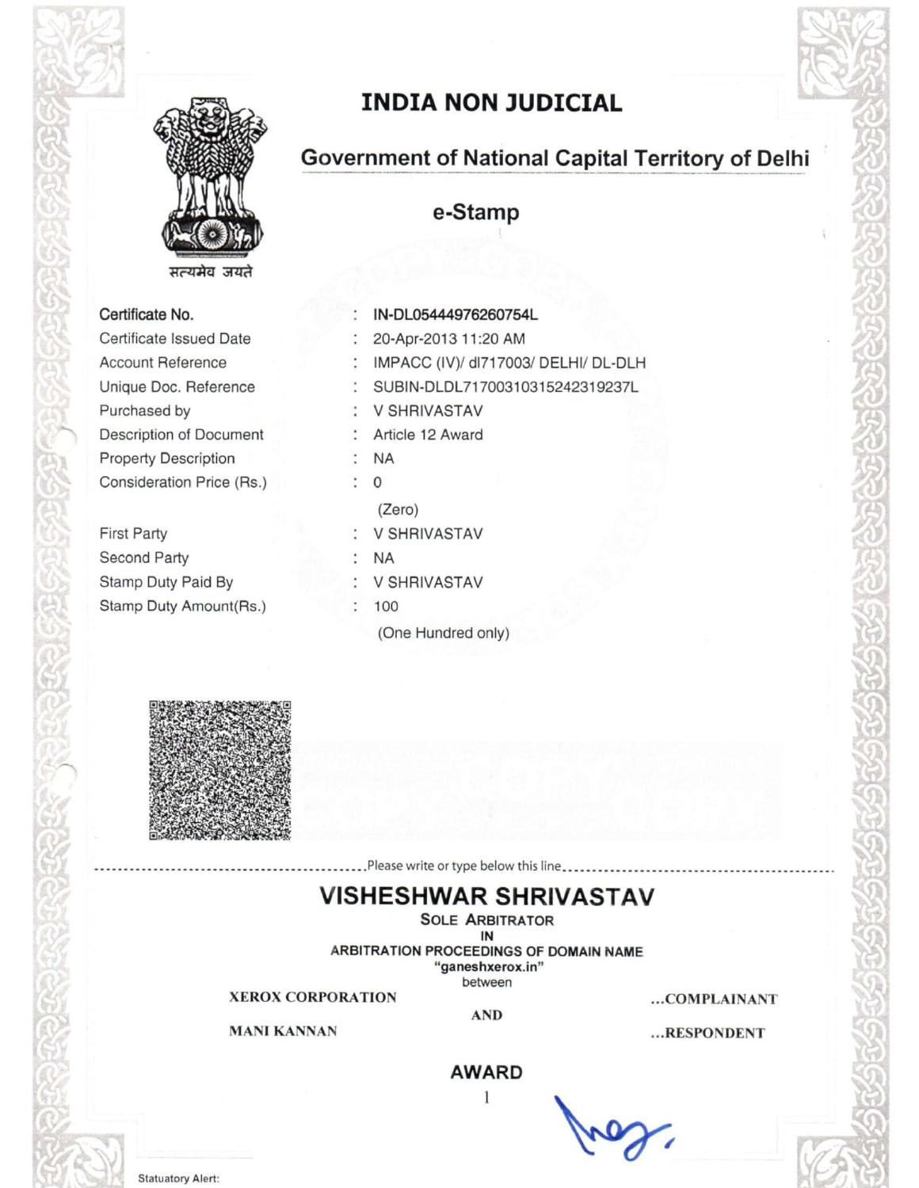# INDIA NON JUDICIAL

## Government of National Capital Territory of Delhi

## e-Stamp

सत्यमेव जयते

| | | |
|---|---|---|
| **Certificate No.** | : | IN-DL05444976260754L |
| Certificate Issued Date | : | 20-Apr-2013 11:20 AM |
| Account Reference | : | IMPACC (IV)/ dl717003/ DELHI/ DL-DLH |
| Unique Doc. Reference | : | SUBIN-DLDL71700310315242319237L |
| Purchased by | : | V SHRIVASTAV |
| Description of Document | : | Article 12 Award |
| Property Description | : | NA |
| Consideration Price (Rs.) | : | 0 (Zero) |
| First Party | : | V SHRIVASTAV |
| Second Party | : | NA |
| Stamp Duty Paid By | : | V SHRIVASTAV |
| Stamp Duty Amount(Rs.) | : | 100 (One Hundred only) |

.................................Please write or type below this line.................................

# VISHESHWAR SHRIVASTAV

**SOLE ARBITRATOR**
**IN**
**ARBITRATION PROCEEDINGS OF DOMAIN NAME**
**"ganeshxerox.in"**
between

**XEROX CORPORATION** ...**COMPLAINANT**

**AND**

**MANI KANNAN** ...**RESPONDENT**

## AWARD

Statutory Alert: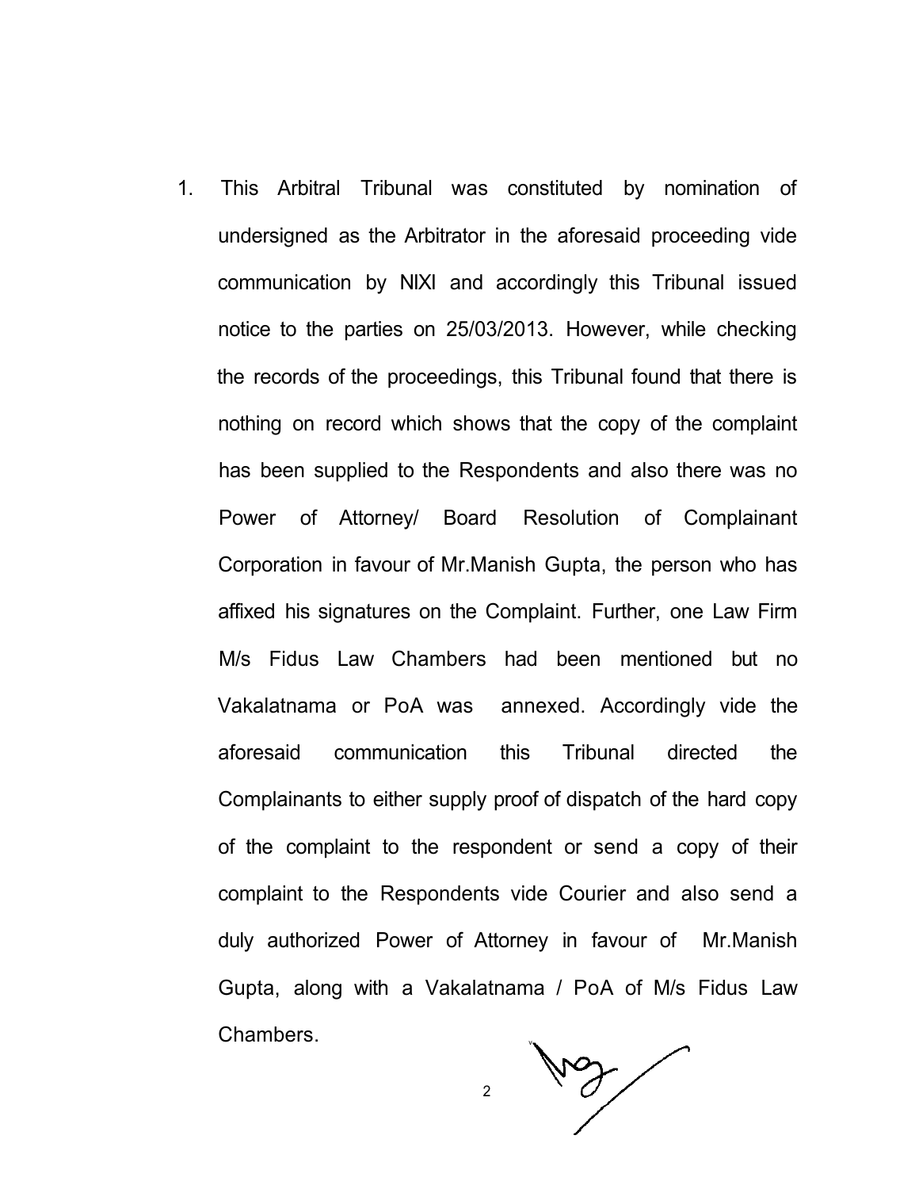1. This Arbitral Tribunal was constituted by nomination of undersigned as the Arbitrator in the aforesaid proceeding vide communication by NIXI and accordingly this Tribunal issued notice to the parties on 25/03/2013. However, while checking the records of the proceedings, this Tribunal found that there is nothing on record which shows that the copy of the complaint has been supplied to the Respondents and also there was no Power of Attorney/ Board Resolution of Complainant Corporation in favour of Mr.Manish Gupta, the person who has affixed his signatures on the Complaint. Further, one Law Firm M/s Fidus Law Chambers had been mentioned but no Vakalatnama or PoA was annexed. Accordingly vide the aforesaid communication this Tribunal directed the Complainants to either supply proof of dispatch of the hard copy of the complaint to the respondent or send a copy of their complaint to the Respondents vide Courier and also send a duly authorized Power of Attorney in favour of Mr.Manish Gupta, along with a Vakalatnama / PoA of M/s Fidus Law Chambers.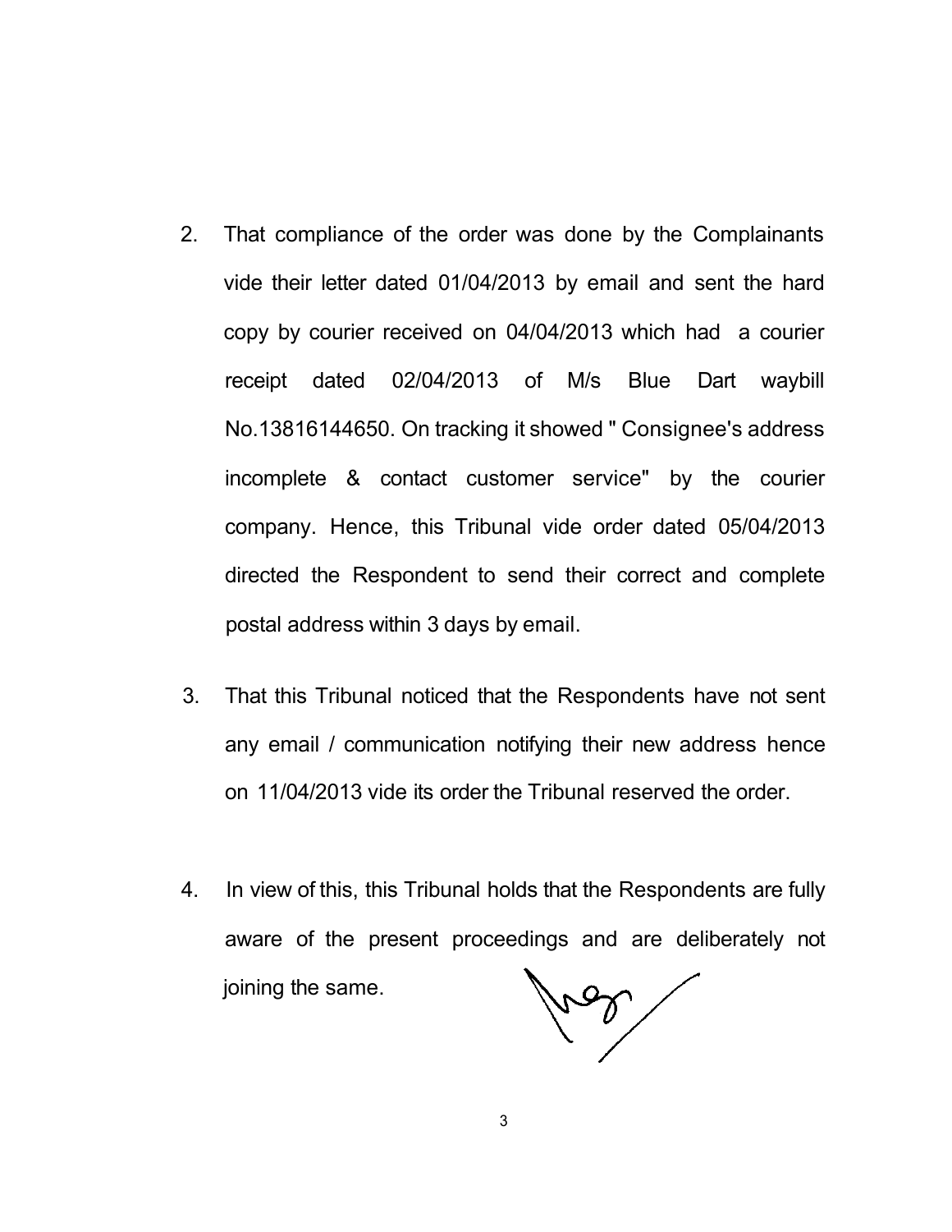2. That compliance of the order was done by the Complainants vide their letter dated 01/04/2013 by email and sent the hard copy by courier received on 04/04/2013 which had a courier receipt dated 02/04/2013 of M/s Blue Dart waybill No.13816144650. On tracking it showed " Consignee's address incomplete & contact customer service" by the courier company. Hence, this Tribunal vide order dated 05/04/2013 directed the Respondent to send their correct and complete postal address within 3 days by email.

3. That this Tribunal noticed that the Respondents have not sent any email / communication notifying their new address hence on 11/04/2013 vide its order the Tribunal reserved the order.

4. In view of this, this Tribunal holds that the Respondents are fully aware of the present proceedings and are deliberately not joining the same.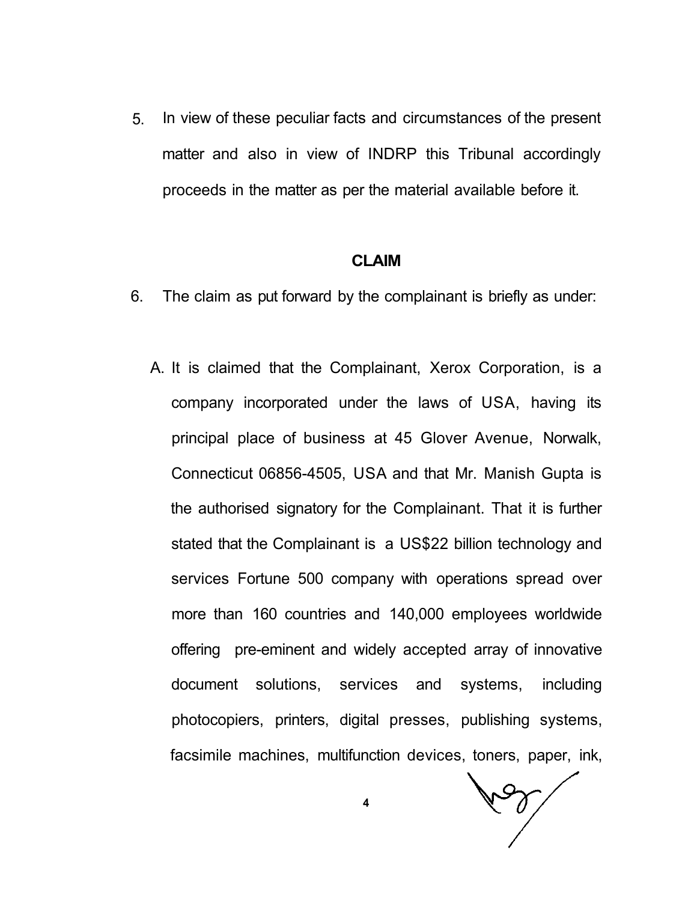5. In view of these peculiar facts and circumstances of the present matter and also in view of INDRP this Tribunal accordingly proceeds in the matter as per the material available before it.

## CLAIM

6. The claim as put forward by the complainant is briefly as under:

   A. It is claimed that the Complainant, Xerox Corporation, is a company incorporated under the laws of USA, having its principal place of business at 45 Glover Avenue, Norwalk, Connecticut 06856-4505, USA and that Mr. Manish Gupta is the authorised signatory for the Complainant. That it is further stated that the Complainant is a US$22 billion technology and services Fortune 500 company with operations spread over more than 160 countries and 140,000 employees worldwide offering pre-eminent and widely accepted array of innovative document solutions, services and systems, including photocopiers, printers, digital presses, publishing systems, facsimile machines, multifunction devices, toners, paper, ink,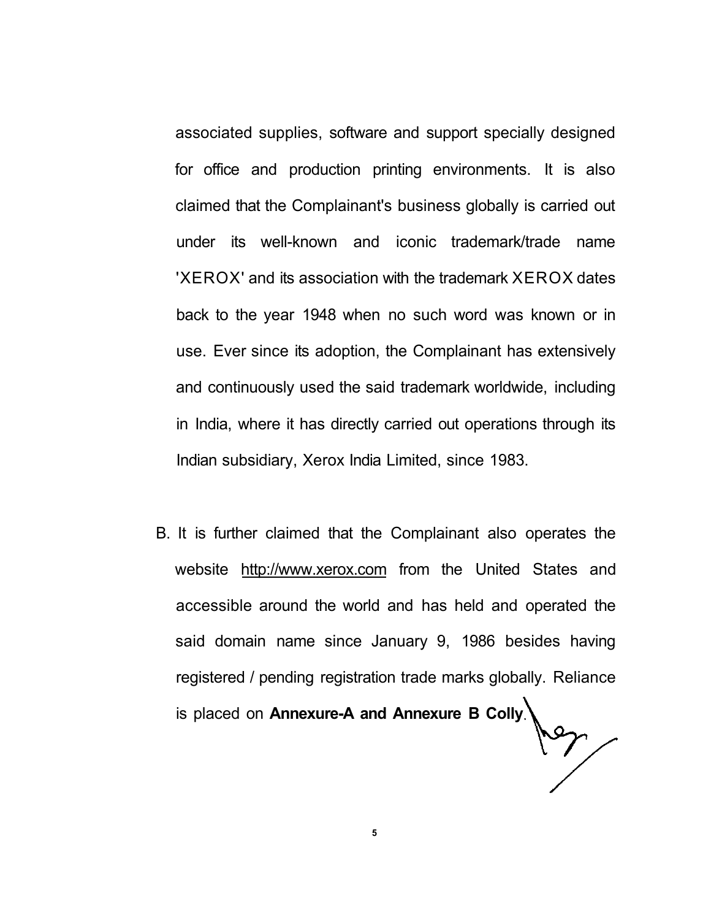associated supplies, software and support specially designed for office and production printing environments. It is also claimed that the Complainant's business globally is carried out under its well-known and iconic trademark/trade name 'XEROX' and its association with the trademark XEROX dates back to the year 1948 when no such word was known or in use. Ever since its adoption, the Complainant has extensively and continuously used the said trademark worldwide, including in India, where it has directly carried out operations through its Indian subsidiary, Xerox India Limited, since 1983.

B. It is further claimed that the Complainant also operates the website http://www.xerox.com from the United States and accessible around the world and has held and operated the said domain name since January 9, 1986 besides having registered / pending registration trade marks globally. Reliance is placed on **Annexure-A and Annexure B Colly**.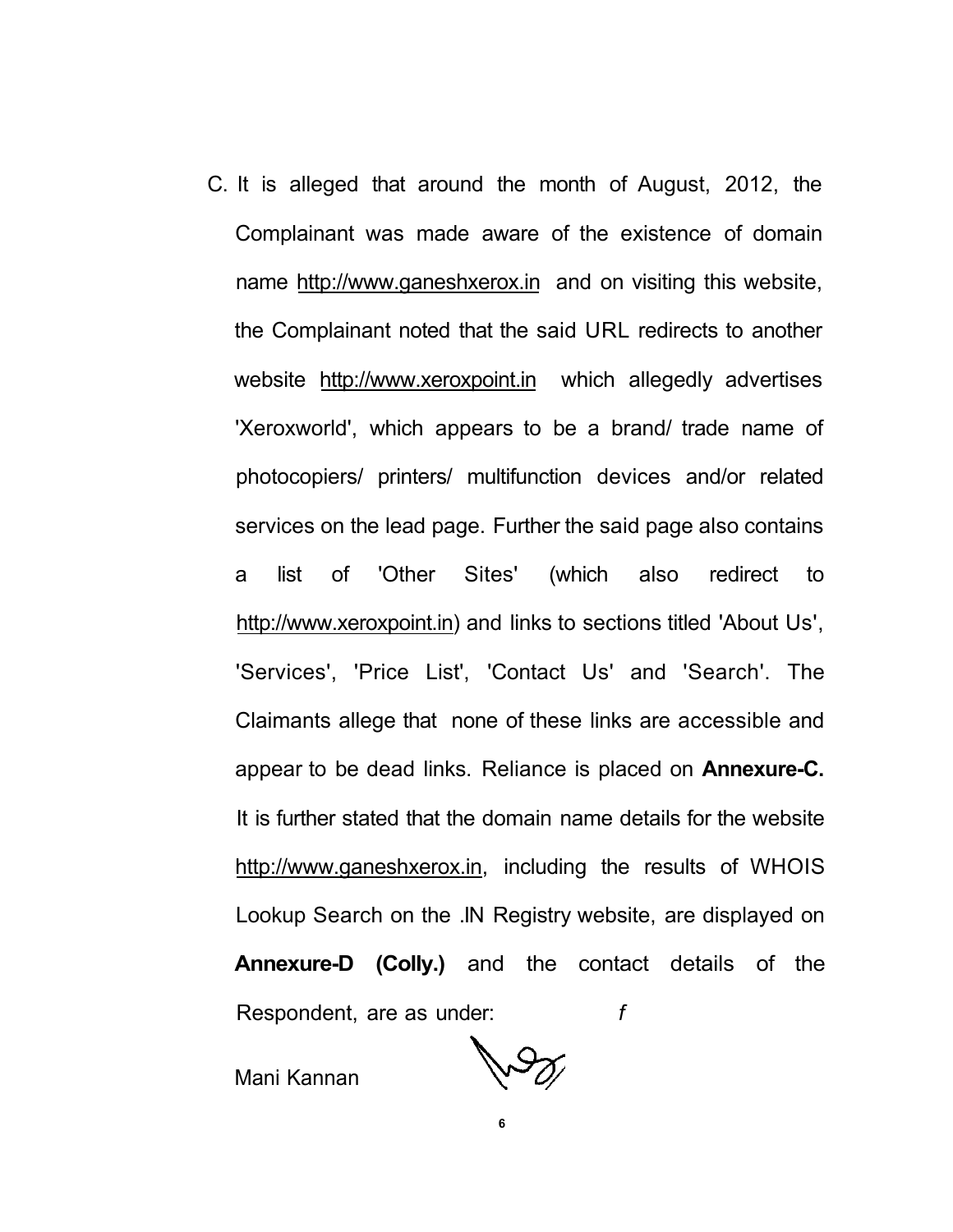C. It is alleged that around the month of August, 2012, the Complainant was made aware of the existence of domain name http://www.ganeshxerox.in and on visiting this website, the Complainant noted that the said URL redirects to another website http://www.xeroxpoint.in which allegedly advertises 'Xeroxworld', which appears to be a brand/ trade name of photocopiers/ printers/ multifunction devices and/or related services on the lead page. Further the said page also contains a list of 'Other Sites' (which also redirect to http://www.xeroxpoint.in) and links to sections titled 'About Us', 'Services', 'Price List', 'Contact Us' and 'Search'. The Claimants allege that none of these links are accessible and appear to be dead links. Reliance is placed on **Annexure-C.** It is further stated that the domain name details for the website http://www.ganeshxerox.in, including the results of WHOIS Lookup Search on the .IN Registry website, are displayed on **Annexure-D (Colly.)** and the contact details of the Respondent, are as under:

Mani Kannan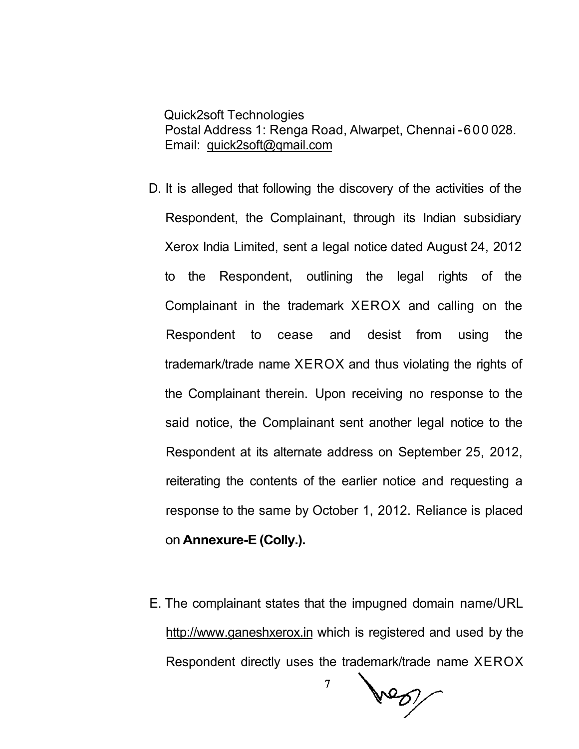Quick2soft Technologies
Postal Address 1: Renga Road, Alwarpet, Chennai - 6 0 0 028.
Email: quick2soft@gmail.com

D. It is alleged that following the discovery of the activities of the Respondent, the Complainant, through its Indian subsidiary Xerox India Limited, sent a legal notice dated August 24, 2012 to the Respondent, outlining the legal rights of the Complainant in the trademark XEROX and calling on the Respondent to cease and desist from using the trademark/trade name XEROX and thus violating the rights of the Complainant therein. Upon receiving no response to the said notice, the Complainant sent another legal notice to the Respondent at its alternate address on September 25, 2012, reiterating the contents of the earlier notice and requesting a response to the same by October 1, 2012. Reliance is placed on **Annexure-E (Colly.).**

E. The complainant states that the impugned domain name/URL http://www.ganeshxerox.in which is registered and used by the Respondent directly uses the trademark/trade name XEROX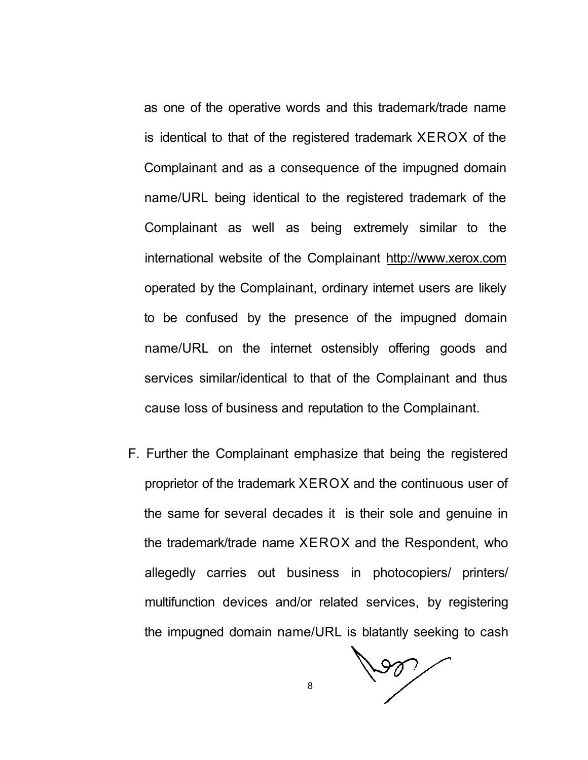as one of the operative words and this trademark/trade name is identical to that of the registered trademark XEROX of the Complainant and as a consequence of the impugned domain name/URL being identical to the registered trademark of the Complainant as well as being extremely similar to the international website of the Complainant http://www.xerox.com operated by the Complainant, ordinary internet users are likely to be confused by the presence of the impugned domain name/URL on the internet ostensibly offering goods and services similar/identical to that of the Complainant and thus cause loss of business and reputation to the Complainant.

F. Further the Complainant emphasize that being the registered proprietor of the trademark XEROX and the continuous user of the same for several decades it is their sole and genuine in the trademark/trade name XEROX and the Respondent, who allegedly carries out business in photocopiers/ printers/ multifunction devices and/or related services, by registering the impugned domain name/URL is blatantly seeking to cash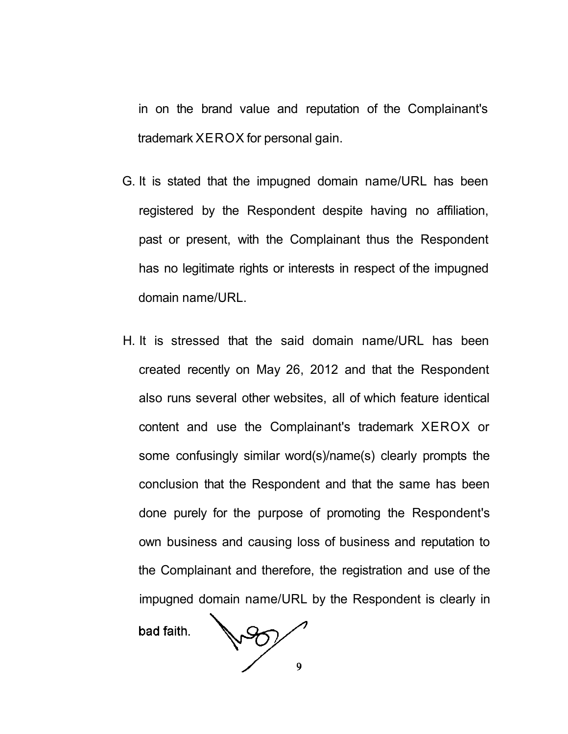in on the brand value and reputation of the Complainant's trademark XEROX for personal gain.

G. It is stated that the impugned domain name/URL has been registered by the Respondent despite having no affiliation, past or present, with the Complainant thus the Respondent has no legitimate rights or interests in respect of the impugned domain name/URL.

H. It is stressed that the said domain name/URL has been created recently on May 26, 2012 and that the Respondent also runs several other websites, all of which feature identical content and use the Complainant's trademark XEROX or some confusingly similar word(s)/name(s) clearly prompts the conclusion that the Respondent and that the same has been done purely for the purpose of promoting the Respondent's own business and causing loss of business and reputation to the Complainant and therefore, the registration and use of the impugned domain name/URL by the Respondent is clearly in bad faith.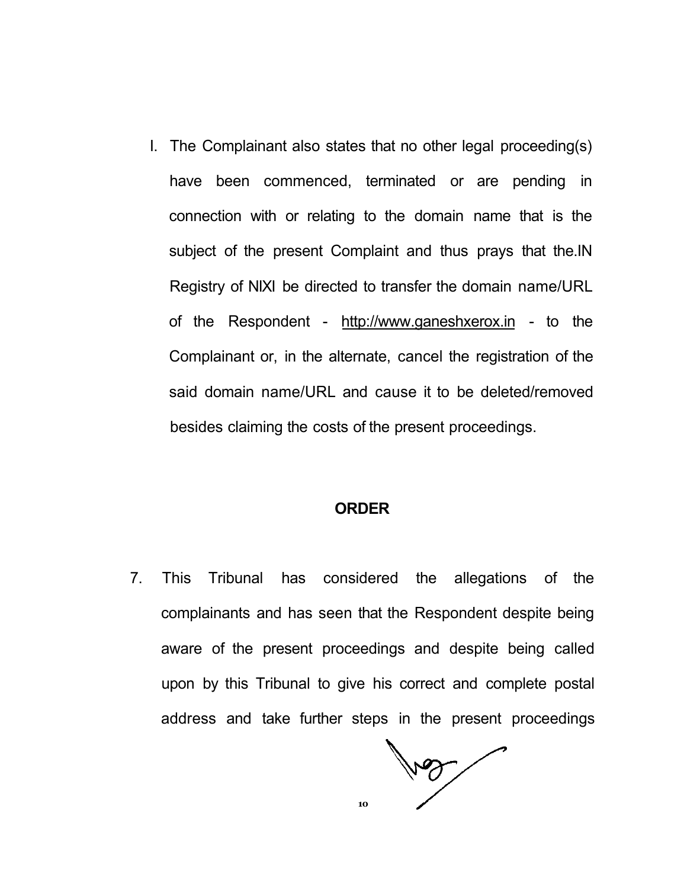l. The Complainant also states that no other legal proceeding(s) have been commenced, terminated or are pending in connection with or relating to the domain name that is the subject of the present Complaint and thus prays that the.IN Registry of NIXI be directed to transfer the domain name/URL of the Respondent - http://www.ganeshxerox.in - to the Complainant or, in the alternate, cancel the registration of the said domain name/URL and cause it to be deleted/removed besides claiming the costs of the present proceedings.

**ORDER**

7. This Tribunal has considered the allegations of the complainants and has seen that the Respondent despite being aware of the present proceedings and despite being called upon by this Tribunal to give his correct and complete postal address and take further steps in the present proceedings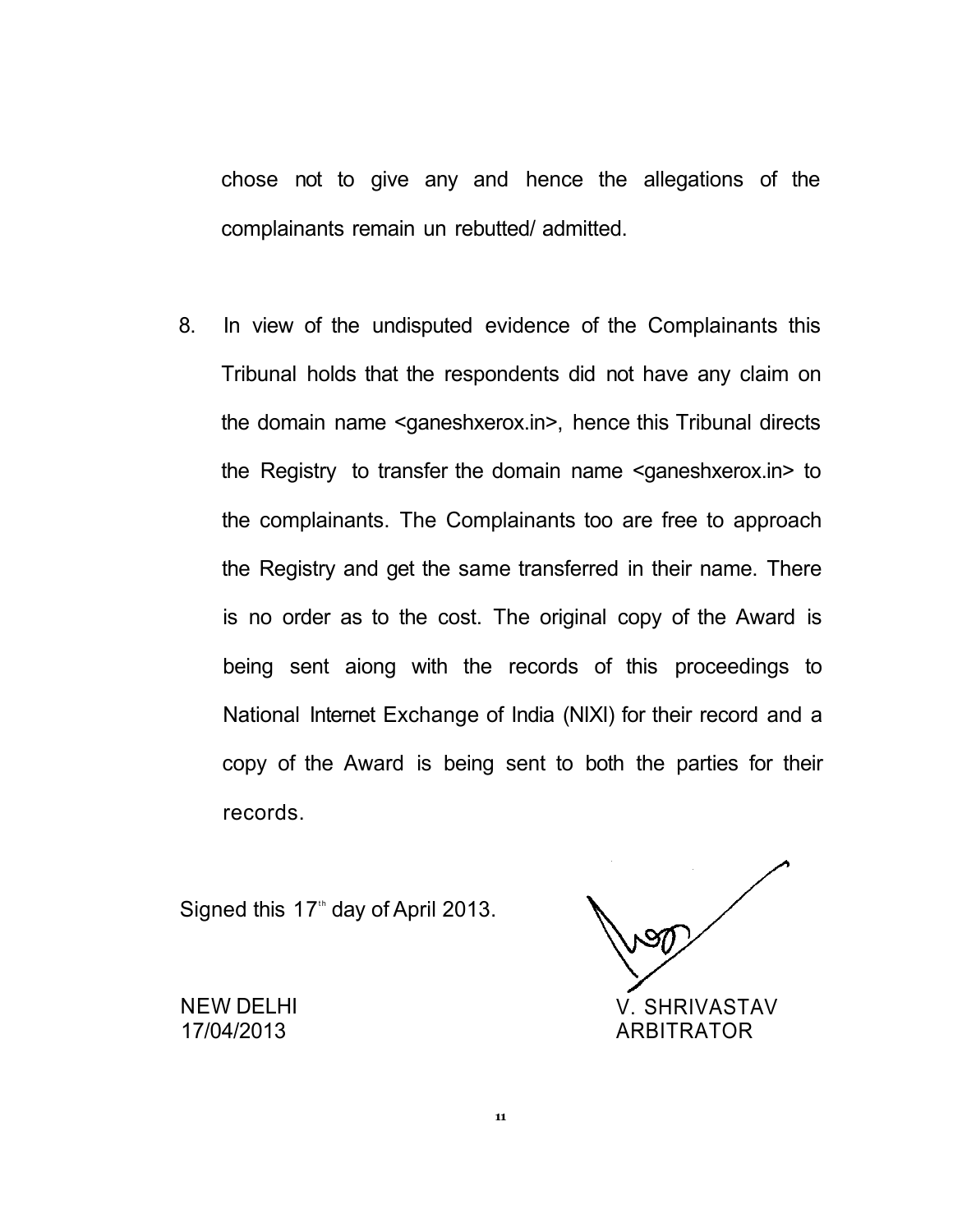chose not to give any and hence the allegations of the complainants remain un rebutted/ admitted.

8. In view of the undisputed evidence of the Complainants this Tribunal holds that the respondents did not have any claim on the domain name <ganeshxerox.in>, hence this Tribunal directs the Registry to transfer the domain name <ganeshxerox.in> to the complainants. The Complainants too are free to approach the Registry and get the same transferred in their name. There is no order as to the cost. The original copy of the Award is being sent aiong with the records of this proceedings to National Internet Exchange of India (NIXI) for their record and a copy of the Award is being sent to both the parties for their records.

Signed this 17th day of April 2013.

NEW DELHI
17/04/2013

V. SHRIVASTAV
ARBITRATOR